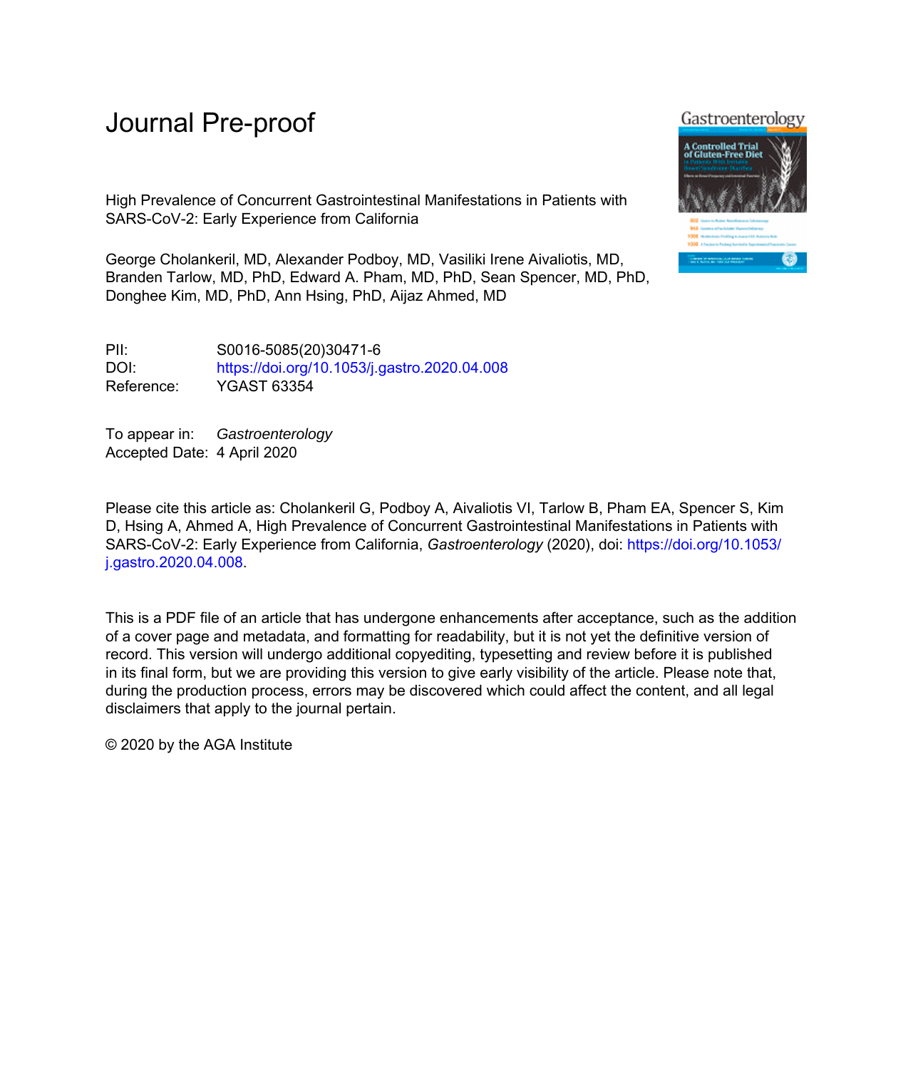# Journal Pre-proof

High Prevalence of Concurrent Gastrointestinal Manifestations in Patients with SARS-CoV-2: Early Experience from California

George Cholankeril, MD, Alexander Podboy, MD, Vasiliki Irene Aivaliotis, MD, Branden Tarlow, MD, PhD, Edward A. Pham, MD, PhD, Sean Spencer, MD, PhD, Donghee Kim, MD, PhD, Ann Hsing, PhD, Aijaz Ahmed, MD

| | |
|---|---|
| PII: | S0016-5085(20)30471-6 |
| DOI: | https://doi.org/10.1053/j.gastro.2020.04.008 |
| Reference: | YGAST 63354 |

To appear in: *Gastroenterology*

Accepted Date: 4 April 2020

Please cite this article as: Cholankeril G, Podboy A, Aivaliotis VI, Tarlow B, Pham EA, Spencer S, Kim D, Hsing A, Ahmed A, High Prevalence of Concurrent Gastrointestinal Manifestations in Patients with SARS-CoV-2: Early Experience from California, *Gastroenterology* (2020), doi: https://doi.org/10.1053/j.gastro.2020.04.008.

This is a PDF file of an article that has undergone enhancements after acceptance, such as the addition of a cover page and metadata, and formatting for readability, but it is not yet the definitive version of record. This version will undergo additional copyediting, typesetting and review before it is published in its final form, but we are providing this version to give early visibility of the article. Please note that, during the production process, errors may be discovered which could affect the content, and all legal disclaimers that apply to the journal pertain.

© 2020 by the AGA Institute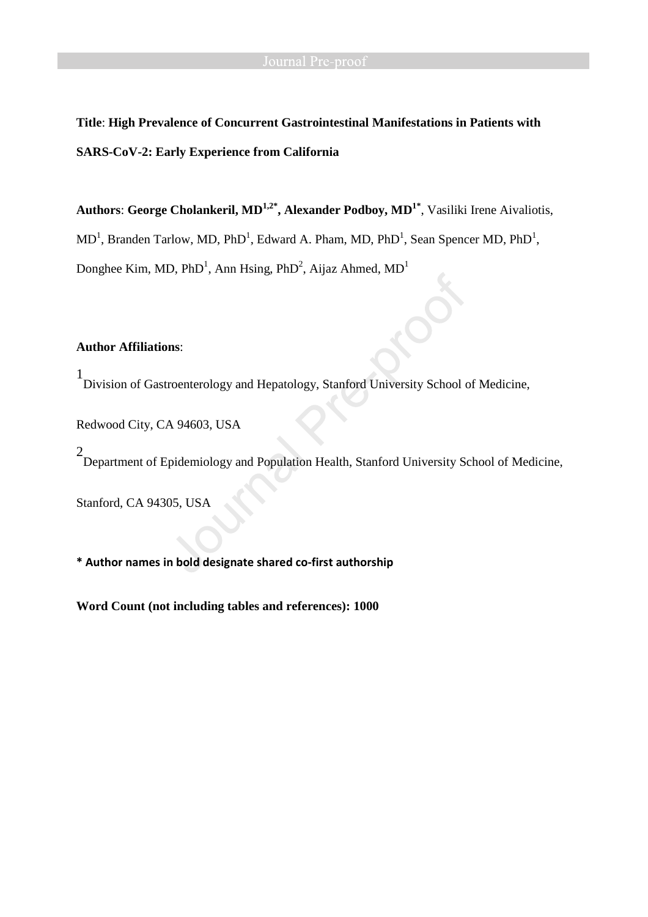**Title**: **High Prevalence of Concurrent Gastrointestinal Manifestations in Patients with SARS-CoV-2: Early Experience from California**

**Authors**: **George Cholankeril, MD[1,2*], Alexander Podboy, MD[1*]**, Vasiliki Irene Aivaliotis, MD[1], Branden Tarlow, MD, PhD[1], Edward A. Pham, MD, PhD[1], Sean Spencer MD, PhD[1], Donghee Kim, MD, PhD[1], Ann Hsing, PhD[2], Aijaz Ahmed, MD[1]

**Author Affiliations**:

[1] Division of Gastroenterology and Hepatology, Stanford University School of Medicine, Redwood City, CA 94603, USA

[2] Department of Epidemiology and Population Health, Stanford University School of Medicine, Stanford, CA 94305, USA

**\* Author names in bold designate shared co-first authorship**

**Word Count (not including tables and references): 1000**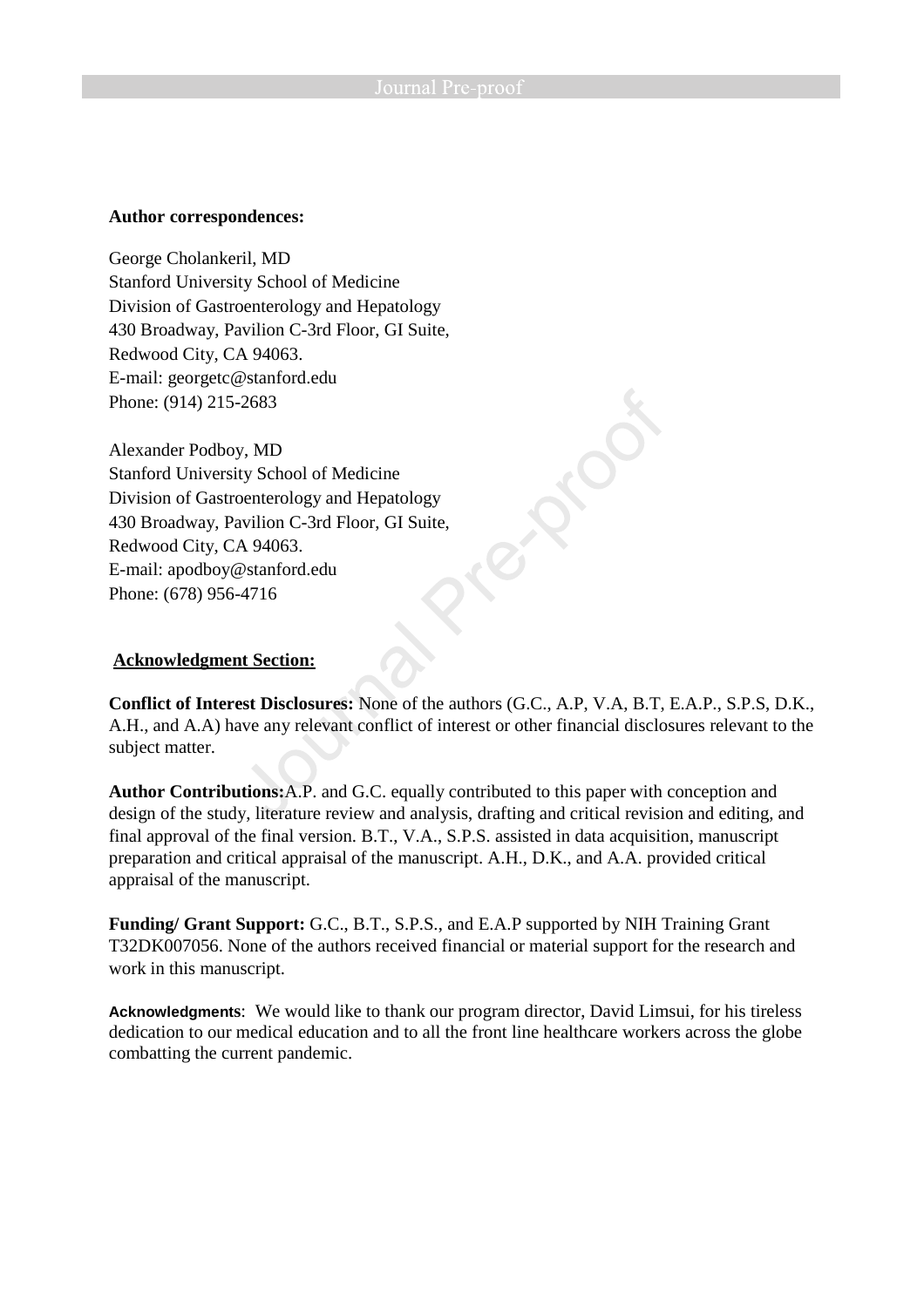**Author correspondences:**

George Cholankeril, MD
Stanford University School of Medicine
Division of Gastroenterology and Hepatology
430 Broadway, Pavilion C-3rd Floor, GI Suite,
Redwood City, CA 94063.
E-mail: georgetc@stanford.edu
Phone: (914) 215-2683

Alexander Podboy, MD
Stanford University School of Medicine
Division of Gastroenterology and Hepatology
430 Broadway, Pavilion C-3rd Floor, GI Suite,
Redwood City, CA 94063.
E-mail: apodboy@stanford.edu
Phone: (678) 956-4716

**Acknowledgment Section:**

**Conflict of Interest Disclosures:** None of the authors (G.C., A.P, V.A, B.T, E.A.P., S.P.S, D.K., A.H., and A.A) have any relevant conflict of interest or other financial disclosures relevant to the subject matter.

**Author Contributions:**A.P. and G.C. equally contributed to this paper with conception and design of the study, literature review and analysis, drafting and critical revision and editing, and final approval of the final version. B.T., V.A., S.P.S. assisted in data acquisition, manuscript preparation and critical appraisal of the manuscript. A.H., D.K., and A.A. provided critical appraisal of the manuscript.

**Funding/ Grant Support:** G.C., B.T., S.P.S., and E.A.P supported by NIH Training Grant T32DK007056. None of the authors received financial or material support for the research and work in this manuscript.

**Acknowledgments**: We would like to thank our program director, David Limsui, for his tireless dedication to our medical education and to all the front line healthcare workers across the globe combatting the current pandemic.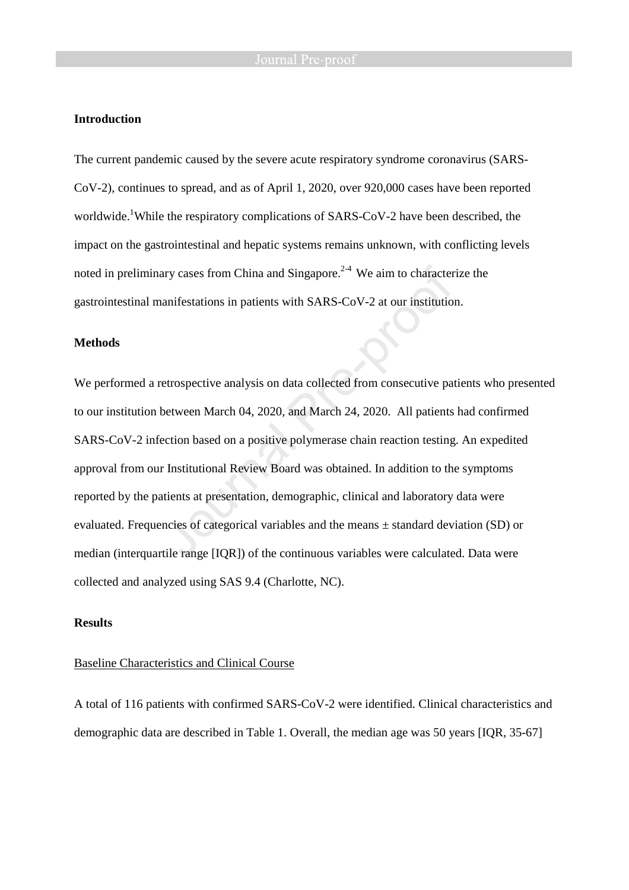## Introduction

The current pandemic caused by the severe acute respiratory syndrome coronavirus (SARS-CoV-2), continues to spread, and as of April 1, 2020, over 920,000 cases have been reported worldwide.[1] While the respiratory complications of SARS-CoV-2 have been described, the impact on the gastrointestinal and hepatic systems remains unknown, with conflicting levels noted in preliminary cases from China and Singapore.[2-4] We aim to characterize the gastrointestinal manifestations in patients with SARS-CoV-2 at our institution.

## Methods

We performed a retrospective analysis on data collected from consecutive patients who presented to our institution between March 04, 2020, and March 24, 2020. All patients had confirmed SARS-CoV-2 infection based on a positive polymerase chain reaction testing. An expedited approval from our Institutional Review Board was obtained. In addition to the symptoms reported by the patients at presentation, demographic, clinical and laboratory data were evaluated. Frequencies of categorical variables and the means ± standard deviation (SD) or median (interquartile range [IQR]) of the continuous variables were calculated. Data were collected and analyzed using SAS 9.4 (Charlotte, NC).

## Results

### Baseline Characteristics and Clinical Course

A total of 116 patients with confirmed SARS-CoV-2 were identified. Clinical characteristics and demographic data are described in Table 1. Overall, the median age was 50 years [IQR, 35-67]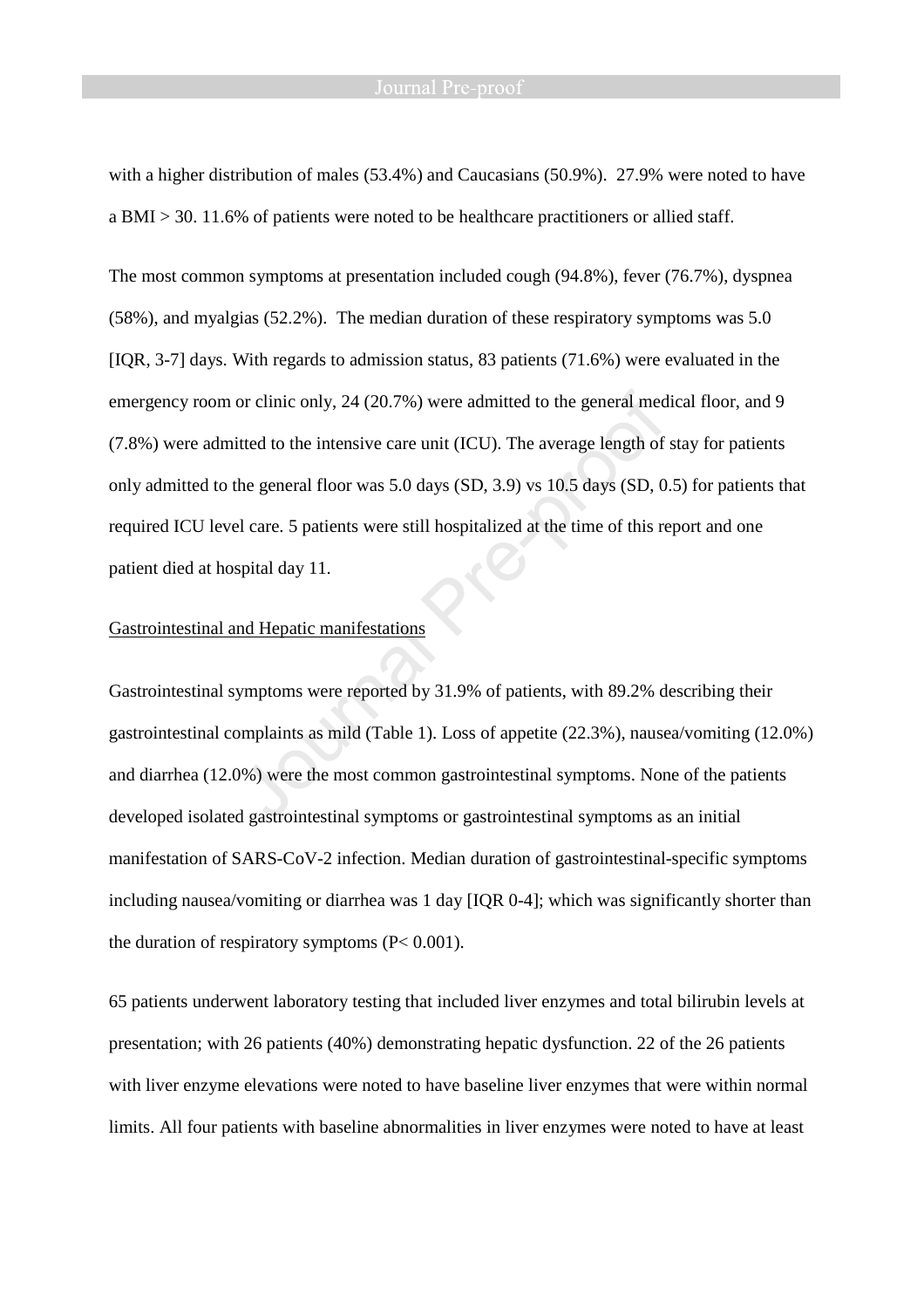with a higher distribution of males (53.4%) and Caucasians (50.9%). 27.9% were noted to have a BMI > 30. 11.6% of patients were noted to be healthcare practitioners or allied staff.

The most common symptoms at presentation included cough (94.8%), fever (76.7%), dyspnea (58%), and myalgias (52.2%). The median duration of these respiratory symptoms was 5.0 [IQR, 3-7] days. With regards to admission status, 83 patients (71.6%) were evaluated in the emergency room or clinic only, 24 (20.7%) were admitted to the general medical floor, and 9 (7.8%) were admitted to the intensive care unit (ICU). The average length of stay for patients only admitted to the general floor was 5.0 days (SD, 3.9) vs 10.5 days (SD, 0.5) for patients that required ICU level care. 5 patients were still hospitalized at the time of this report and one patient died at hospital day 11.

Gastrointestinal and Hepatic manifestations

Gastrointestinal symptoms were reported by 31.9% of patients, with 89.2% describing their gastrointestinal complaints as mild (Table 1). Loss of appetite (22.3%), nausea/vomiting (12.0%) and diarrhea (12.0%) were the most common gastrointestinal symptoms. None of the patients developed isolated gastrointestinal symptoms or gastrointestinal symptoms as an initial manifestation of SARS-CoV-2 infection. Median duration of gastrointestinal-specific symptoms including nausea/vomiting or diarrhea was 1 day [IQR 0-4]; which was significantly shorter than the duration of respiratory symptoms ($P < 0.001$).

65 patients underwent laboratory testing that included liver enzymes and total bilirubin levels at presentation; with 26 patients (40%) demonstrating hepatic dysfunction. 22 of the 26 patients with liver enzyme elevations were noted to have baseline liver enzymes that were within normal limits. All four patients with baseline abnormalities in liver enzymes were noted to have at least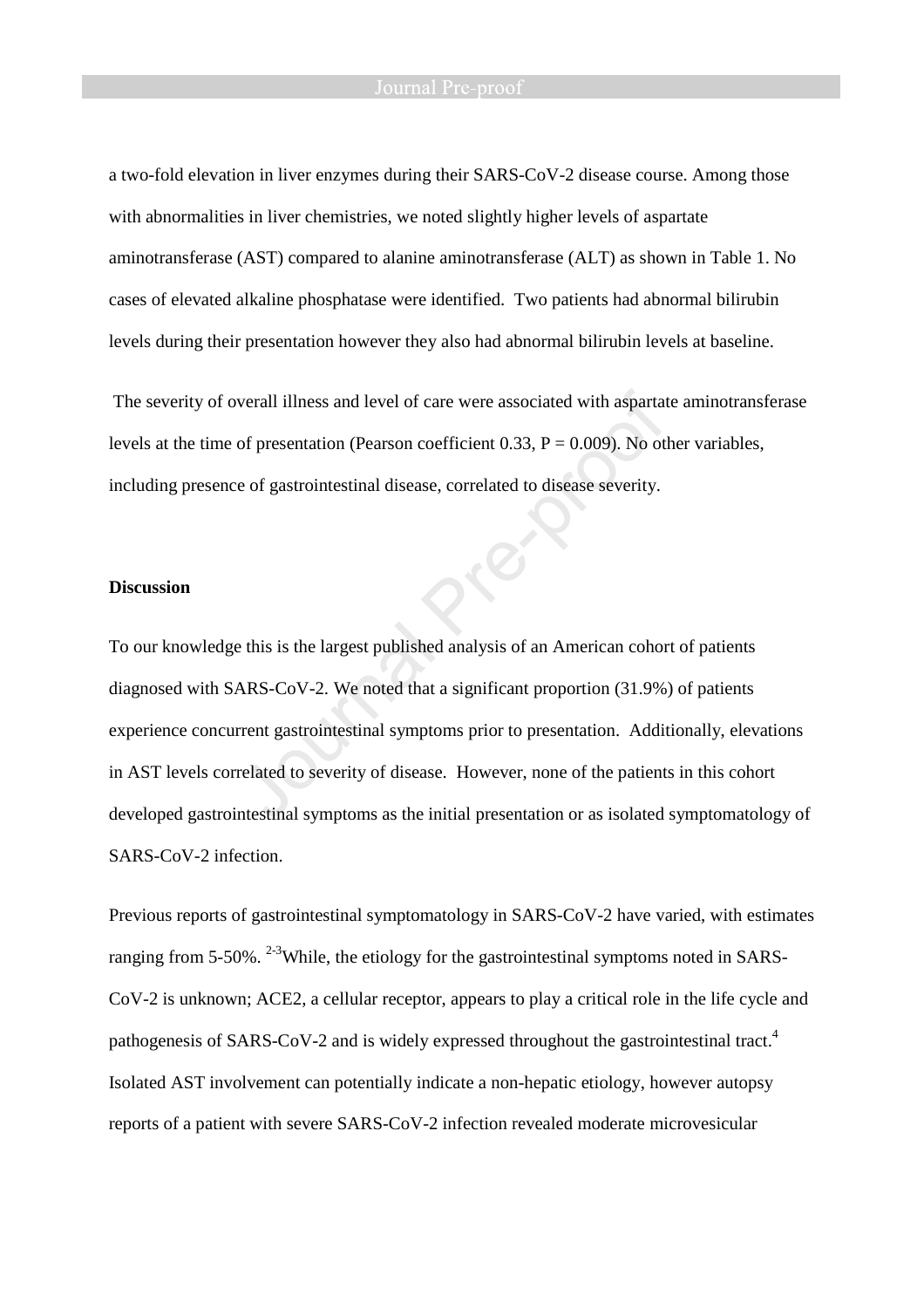a two-fold elevation in liver enzymes during their SARS-CoV-2 disease course. Among those with abnormalities in liver chemistries, we noted slightly higher levels of aspartate aminotransferase (AST) compared to alanine aminotransferase (ALT) as shown in Table 1. No cases of elevated alkaline phosphatase were identified. Two patients had abnormal bilirubin levels during their presentation however they also had abnormal bilirubin levels at baseline.

The severity of overall illness and level of care were associated with aspartate aminotransferase levels at the time of presentation (Pearson coefficient 0.33, $P = 0.009$). No other variables, including presence of gastrointestinal disease, correlated to disease severity.

## Discussion

To our knowledge this is the largest published analysis of an American cohort of patients diagnosed with SARS-CoV-2. We noted that a significant proportion (31.9%) of patients experience concurrent gastrointestinal symptoms prior to presentation. Additionally, elevations in AST levels correlated to severity of disease. However, none of the patients in this cohort developed gastrointestinal symptoms as the initial presentation or as isolated symptomatology of SARS-CoV-2 infection.

Previous reports of gastrointestinal symptomatology in SARS-CoV-2 have varied, with estimates ranging from 5-50%. [2-3]While, the etiology for the gastrointestinal symptoms noted in SARS-CoV-2 is unknown; ACE2, a cellular receptor, appears to play a critical role in the life cycle and pathogenesis of SARS-CoV-2 and is widely expressed throughout the gastrointestinal tract.[4] Isolated AST involvement can potentially indicate a non-hepatic etiology, however autopsy reports of a patient with severe SARS-CoV-2 infection revealed moderate microvesicular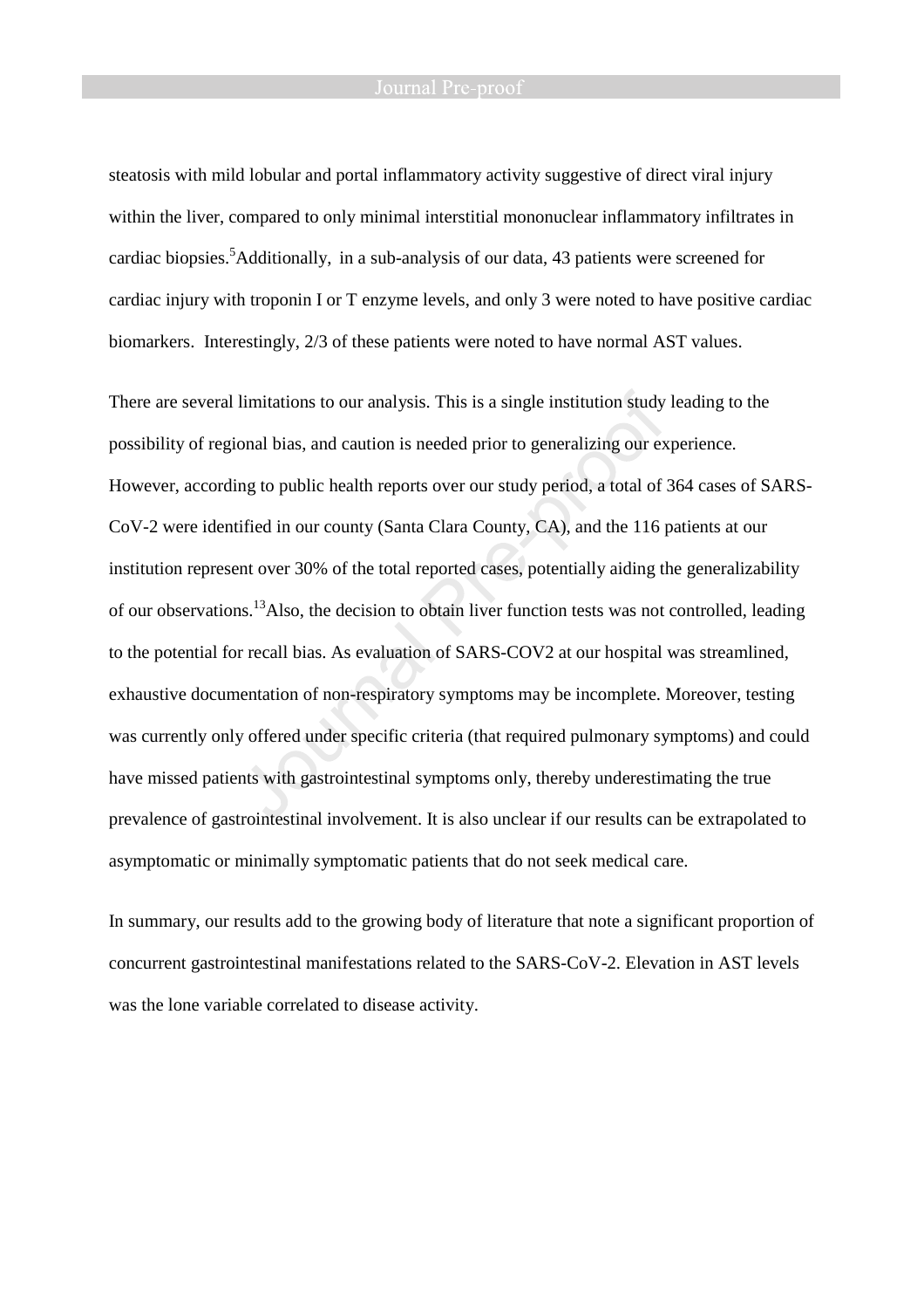steatosis with mild lobular and portal inflammatory activity suggestive of direct viral injury within the liver, compared to only minimal interstitial mononuclear inflammatory infiltrates in cardiac biopsies.[5] Additionally, in a sub-analysis of our data, 43 patients were screened for cardiac injury with troponin I or T enzyme levels, and only 3 were noted to have positive cardiac biomarkers. Interestingly, 2/3 of these patients were noted to have normal AST values.

There are several limitations to our analysis. This is a single institution study leading to the possibility of regional bias, and caution is needed prior to generalizing our experience. However, according to public health reports over our study period, a total of 364 cases of SARS-CoV-2 were identified in our county (Santa Clara County, CA), and the 116 patients at our institution represent over 30% of the total reported cases, potentially aiding the generalizability of our observations.[13] Also, the decision to obtain liver function tests was not controlled, leading to the potential for recall bias. As evaluation of SARS-COV2 at our hospital was streamlined, exhaustive documentation of non-respiratory symptoms may be incomplete. Moreover, testing was currently only offered under specific criteria (that required pulmonary symptoms) and could have missed patients with gastrointestinal symptoms only, thereby underestimating the true prevalence of gastrointestinal involvement. It is also unclear if our results can be extrapolated to asymptomatic or minimally symptomatic patients that do not seek medical care.

In summary, our results add to the growing body of literature that note a significant proportion of concurrent gastrointestinal manifestations related to the SARS-CoV-2. Elevation in AST levels was the lone variable correlated to disease activity.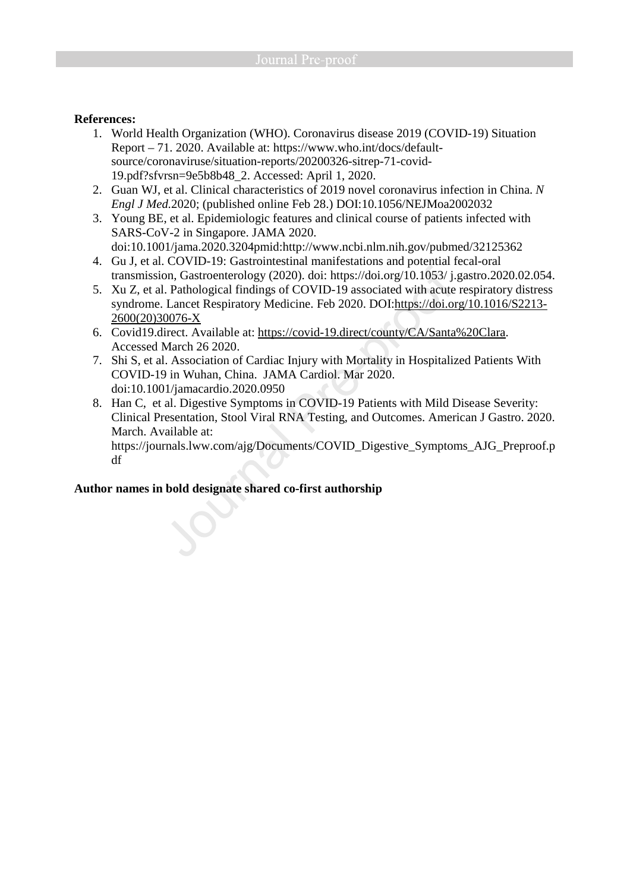**References:**

1. World Health Organization (WHO). Coronavirus disease 2019 (COVID-19) Situation Report – 71. 2020. Available at: https://www.who.int/docs/default-source/coronaviruse/situation-reports/20200326-sitrep-71-covid-19.pdf?sfvrsn=9e5b8b48_2. Accessed: April 1, 2020.
2. Guan WJ, et al. Clinical characteristics of 2019 novel coronavirus infection in China. *N Engl J Med.*2020; (published online Feb 28.) DOI:10.1056/NEJMoa2002032
3. Young BE, et al. Epidemiologic features and clinical course of patients infected with SARS-CoV-2 in Singapore. JAMA 2020. doi:10.1001/jama.2020.3204pmid:http://www.ncbi.nlm.nih.gov/pubmed/32125362
4. Gu J, et al. COVID-19: Gastrointestinal manifestations and potential fecal-oral transmission, Gastroenterology (2020). doi: https://doi.org/10.1053/ j.gastro.2020.02.054.
5. Xu Z, et al. Pathological findings of COVID-19 associated with acute respiratory distress syndrome. Lancet Respiratory Medicine. Feb 2020. DOI:https://doi.org/10.1016/S2213-2600(20)30076-X
6. Covid19.direct. Available at: https://covid-19.direct/county/CA/Santa%20Clara. Accessed March 26 2020.
7. Shi S, et al. Association of Cardiac Injury with Mortality in Hospitalized Patients With COVID-19 in Wuhan, China. JAMA Cardiol. Mar 2020. doi:10.1001/jamacardio.2020.0950
8. Han C, et al. Digestive Symptoms in COVID-19 Patients with Mild Disease Severity: Clinical Presentation, Stool Viral RNA Testing, and Outcomes. American J Gastro. 2020. March. Available at: https://journals.lww.com/ajg/Documents/COVID_Digestive_Symptoms_AJG_Preproof.pdf

**Author names in bold designate shared co-first authorship**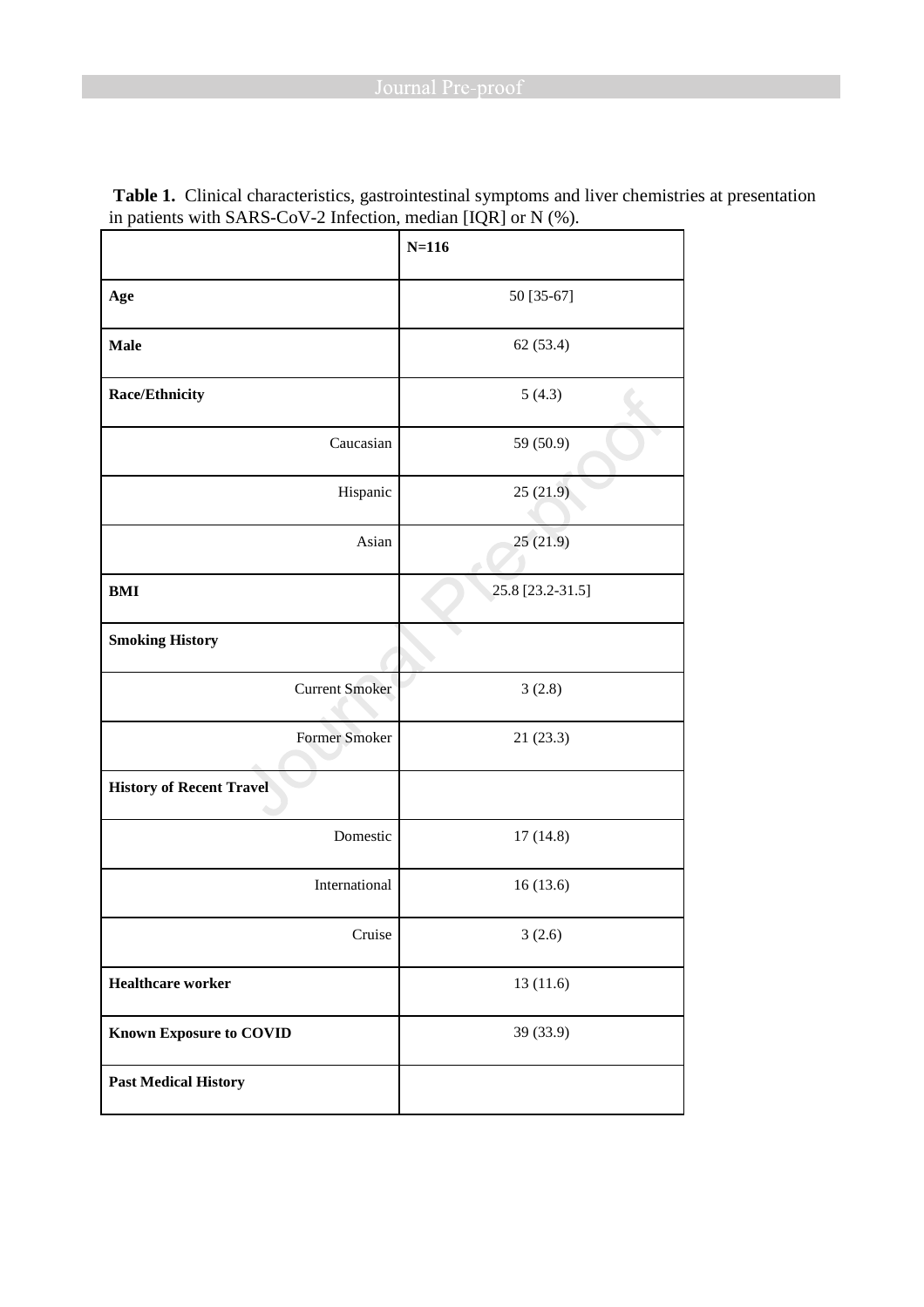**Table 1.** Clinical characteristics, gastrointestinal symptoms and liver chemistries at presentation in patients with SARS-CoV-2 Infection, median [IQR] or N (%).

| | N=116 |
|---|---|
| **Age** | 50 [35-67] |
| **Male** | 62 (53.4) |
| **Race/Ethnicity** | 5 (4.3) |
| Caucasian | 59 (50.9) |
| Hispanic | 25 (21.9) |
| Asian | 25 (21.9) |
| **BMI** | 25.8 [23.2-31.5] |
| **Smoking History** | |
| Current Smoker | 3 (2.8) |
| Former Smoker | 21 (23.3) |
| **History of Recent Travel** | |
| Domestic | 17 (14.8) |
| International | 16 (13.6) |
| Cruise | 3 (2.6) |
| **Healthcare worker** | 13 (11.6) |
| **Known Exposure to COVID** | 39 (33.9) |
| **Past Medical History** | |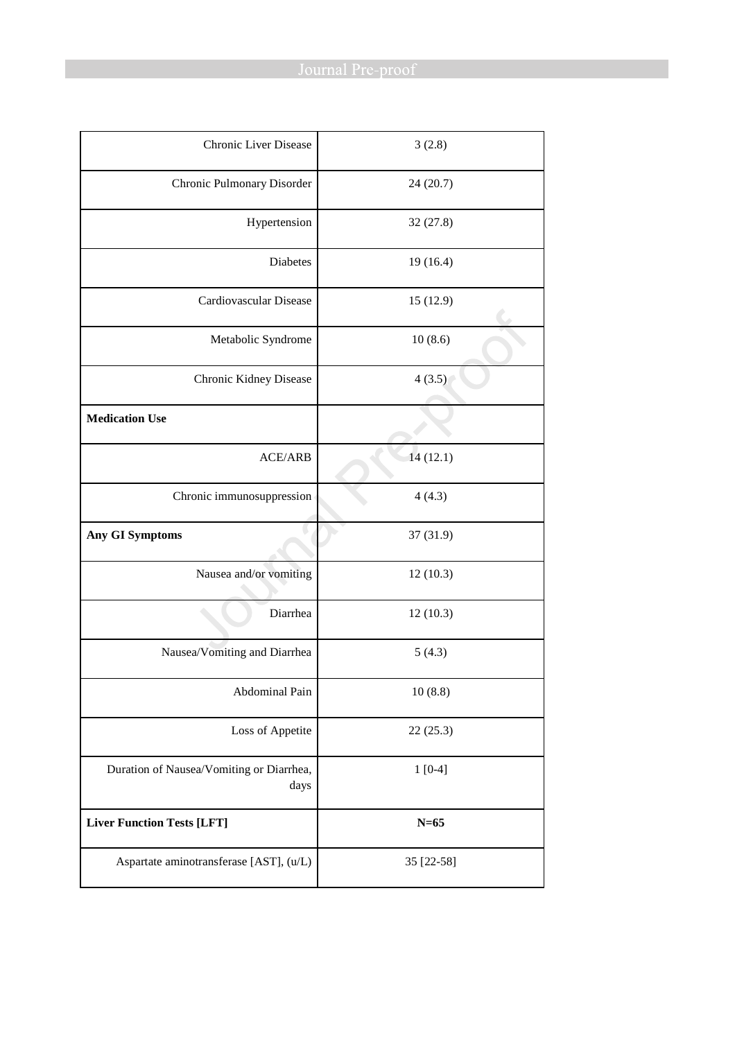| | |
|---|---|
| Chronic Liver Disease | 3 (2.8) |
| Chronic Pulmonary Disorder | 24 (20.7) |
| Hypertension | 32 (27.8) |
| Diabetes | 19 (16.4) |
| Cardiovascular Disease | 15 (12.9) |
| Metabolic Syndrome | 10 (8.6) |
| Chronic Kidney Disease | 4 (3.5) |
| **Medication Use** | |
| ACE/ARB | 14 (12.1) |
| Chronic immunosuppression | 4 (4.3) |
| **Any GI Symptoms** | 37 (31.9) |
| Nausea and/or vomiting | 12 (10.3) |
| Diarrhea | 12 (10.3) |
| Nausea/Vomiting and Diarrhea | 5 (4.3) |
| Abdominal Pain | 10 (8.8) |
| Loss of Appetite | 22 (25.3) |
| Duration of Nausea/Vomiting or Diarrhea, days | 1 [0-4] |
| **Liver Function Tests [LFT]** | **N=65** |
| Aspartate aminotransferase [AST], (u/L) | 35 [22-58] |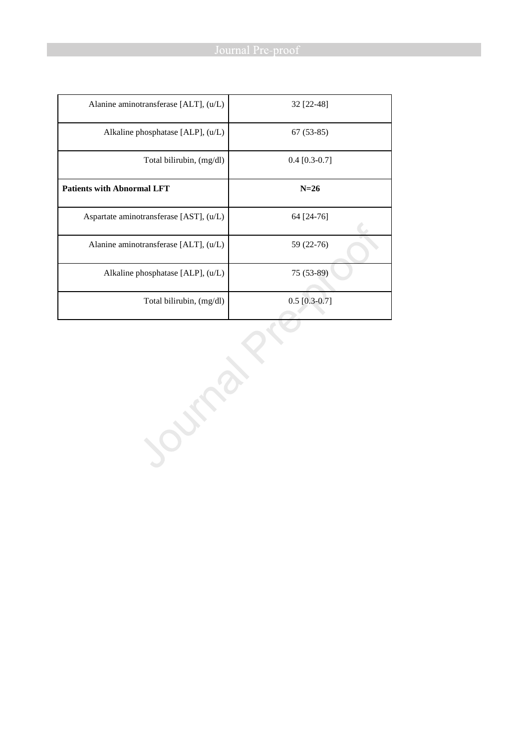| | |
|---|---|
| Alanine aminotransferase [ALT], (u/L) | 32 [22-48] |
| Alkaline phosphatase [ALP], (u/L) | 67 (53-85) |
| Total bilirubin, (mg/dl) | 0.4 [0.3-0.7] |
| **Patients with Abnormal LFT** | **N=26** |
| Aspartate aminotransferase [AST], (u/L) | 64 [24-76] |
| Alanine aminotransferase [ALT], (u/L) | 59 (22-76) |
| Alkaline phosphatase [ALP], (u/L) | 75 (53-89) |
| Total bilirubin, (mg/dl) | 0.5 [0.3-0.7] |